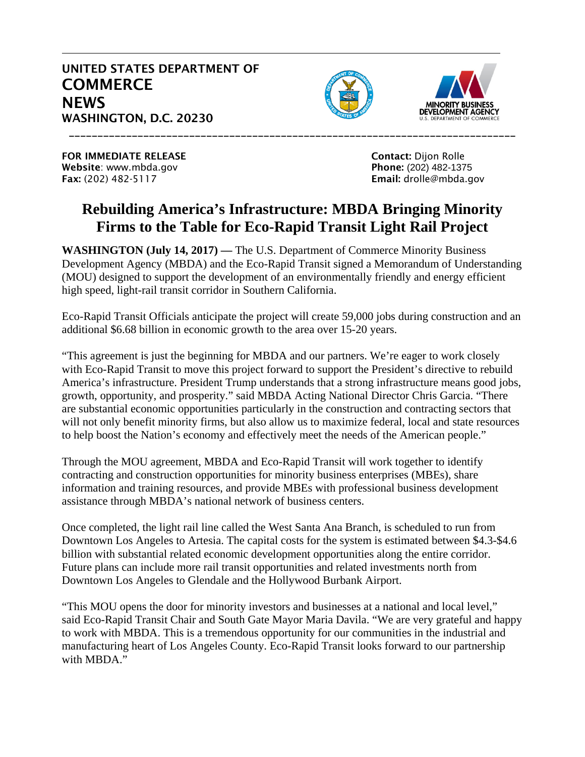UNITED STATES DEPARTMENT OF
**COMMERCE**
**NEWS**
WASHINGTON, D.C. 20230

MINORITY BUSINESS DEVELOPMENT AGENCY
U.S. DEPARTMENT OF COMMERCE

**FOR IMMEDIATE RELEASE**
**Website**: www.mbda.gov
**Fax:** (202) 482-5117

**Contact:** Dijon Rolle
**Phone:** (202) 482-1375
**Email:** drolle@mbda.gov

# Rebuilding America's Infrastructure: MBDA Bringing Minority Firms to the Table for Eco-Rapid Transit Light Rail Project

**WASHINGTON (July 14, 2017) —** The U.S. Department of Commerce Minority Business Development Agency (MBDA) and the Eco-Rapid Transit signed a Memorandum of Understanding (MOU) designed to support the development of an environmentally friendly and energy efficient high speed, light-rail transit corridor in Southern California.

Eco-Rapid Transit Officials anticipate the project will create 59,000 jobs during construction and an additional $6.68 billion in economic growth to the area over 15-20 years.

"This agreement is just the beginning for MBDA and our partners. We're eager to work closely with Eco-Rapid Transit to move this project forward to support the President's directive to rebuild America's infrastructure. President Trump understands that a strong infrastructure means good jobs, growth, opportunity, and prosperity." said MBDA Acting National Director Chris Garcia. "There are substantial economic opportunities particularly in the construction and contracting sectors that will not only benefit minority firms, but also allow us to maximize federal, local and state resources to help boost the Nation's economy and effectively meet the needs of the American people."

Through the MOU agreement, MBDA and Eco-Rapid Transit will work together to identify contracting and construction opportunities for minority business enterprises (MBEs), share information and training resources, and provide MBEs with professional business development assistance through MBDA's national network of business centers.

Once completed, the light rail line called the West Santa Ana Branch, is scheduled to run from Downtown Los Angeles to Artesia. The capital costs for the system is estimated between $4.3-$4.6 billion with substantial related economic development opportunities along the entire corridor. Future plans can include more rail transit opportunities and related investments north from Downtown Los Angeles to Glendale and the Hollywood Burbank Airport.

"This MOU opens the door for minority investors and businesses at a national and local level," said Eco-Rapid Transit Chair and South Gate Mayor Maria Davila. "We are very grateful and happy to work with MBDA. This is a tremendous opportunity for our communities in the industrial and manufacturing heart of Los Angeles County. Eco-Rapid Transit looks forward to our partnership with MBDA."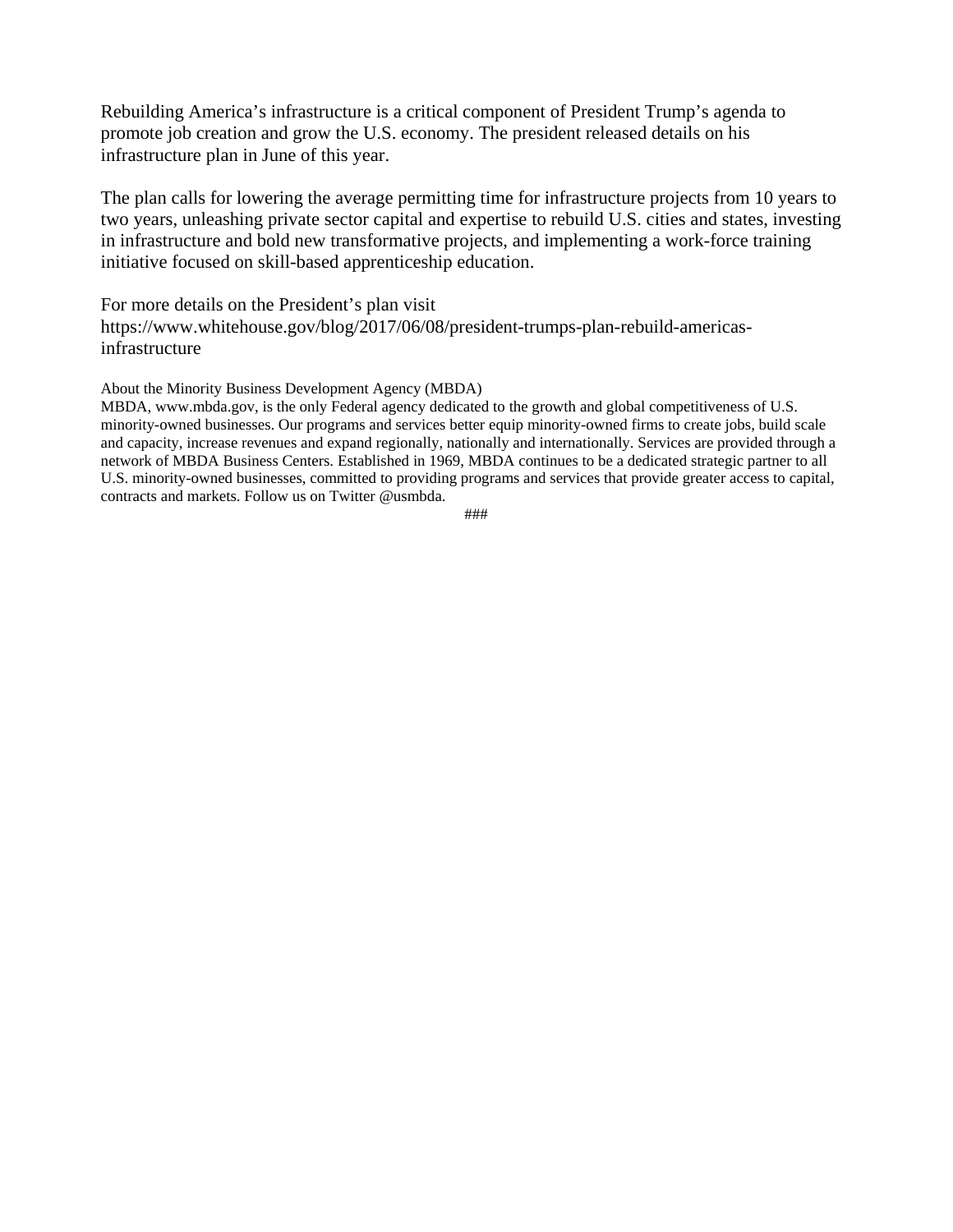Rebuilding America's infrastructure is a critical component of President Trump's agenda to promote job creation and grow the U.S. economy. The president released details on his infrastructure plan in June of this year.

The plan calls for lowering the average permitting time for infrastructure projects from 10 years to two years, unleashing private sector capital and expertise to rebuild U.S. cities and states, investing in infrastructure and bold new transformative projects, and implementing a work-force training initiative focused on skill-based apprenticeship education.

For more details on the President's plan visit https://www.whitehouse.gov/blog/2017/06/08/president-trumps-plan-rebuild-americas-infrastructure

About the Minority Business Development Agency (MBDA)
MBDA, www.mbda.gov, is the only Federal agency dedicated to the growth and global competitiveness of U.S. minority-owned businesses. Our programs and services better equip minority-owned firms to create jobs, build scale and capacity, increase revenues and expand regionally, nationally and internationally. Services are provided through a network of MBDA Business Centers. Established in 1969, MBDA continues to be a dedicated strategic partner to all U.S. minority-owned businesses, committed to providing programs and services that provide greater access to capital, contracts and markets. Follow us on Twitter @usmbda.

###